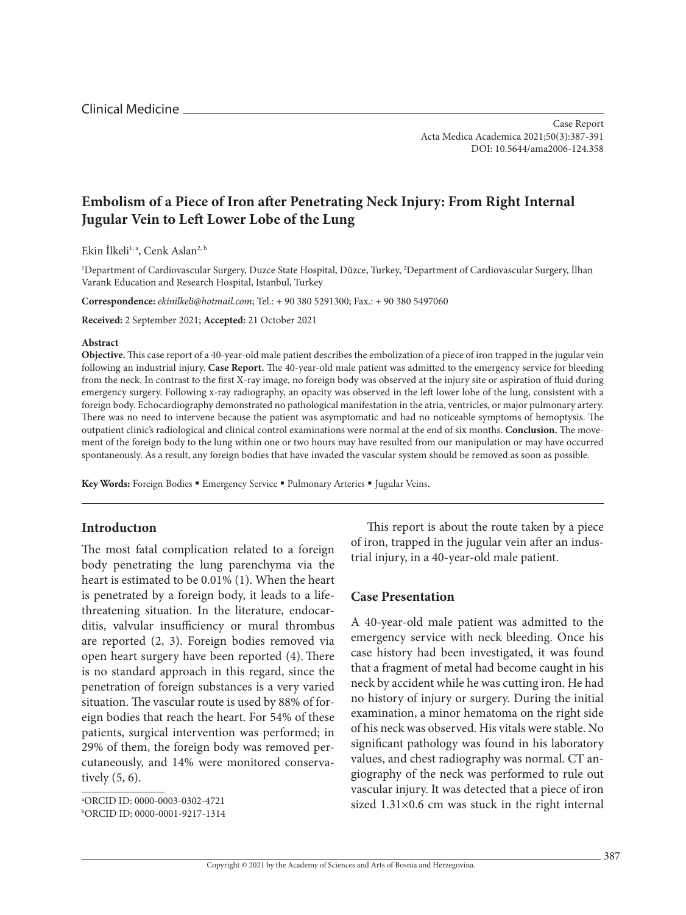Clinical Medicine

Case Report
Acta Medica Academica 2021;50(3):387-391
DOI: 10.5644/ama2006-124.358

# Embolism of a Piece of Iron after Penetrating Neck Injury: From Right Internal Jugular Vein to Left Lower Lobe of the Lung

Ekin İlkeli[1, a], Cenk Aslan[2, b]

[1]Department of Cardiovascular Surgery, Duzce State Hospital, Düzce, Turkey, [2]Department of Cardiovascular Surgery, İlhan Varank Education and Research Hospital, Istanbul, Turkey

**Correspondence:** *ekinilkeli@hotmail.com*; Tel.: + 90 380 5291300; Fax.: + 90 380 5497060

**Received:** 2 September 2021; **Accepted:** 21 October 2021

#### Abstract

**Objective.** This case report of a 40-year-old male patient describes the embolization of a piece of iron trapped in the jugular vein following an industrial injury. **Case Report.** The 40-year-old male patient was admitted to the emergency service for bleeding from the neck. In contrast to the first X-ray image, no foreign body was observed at the injury site or aspiration of fluid during emergency surgery. Following x-ray radiography, an opacity was observed in the left lower lobe of the lung, consistent with a foreign body. Echocardiography demonstrated no pathological manifestation in the atria, ventricles, or major pulmonary artery. There was no need to intervene because the patient was asymptomatic and had no noticeable symptoms of hemoptysis. The outpatient clinic's radiological and clinical control examinations were normal at the end of six months. **Conclusion.** The movement of the foreign body to the lung within one or two hours may have resulted from our manipulation or may have occurred spontaneously. As a result, any foreign bodies that have invaded the vascular system should be removed as soon as possible.

**Key Words:** Foreign Bodies ▪ Emergency Service ▪ Pulmonary Arteries ▪ Jugular Veins.

## Introductıon

The most fatal complication related to a foreign body penetrating the lung parenchyma via the heart is estimated to be 0.01% (1). When the heart is penetrated by a foreign body, it leads to a life-threatening situation. In the literature, endocarditis, valvular insufficiency or mural thrombus are reported (2, 3). Foreign bodies removed via open heart surgery have been reported (4). There is no standard approach in this regard, since the penetration of foreign substances is a very varied situation. The vascular route is used by 88% of foreign bodies that reach the heart. For 54% of these patients, surgical intervention was performed; in 29% of them, the foreign body was removed percutaneously, and 14% were monitored conservatively (5, 6).

[a]ORCID ID: 0000-0003-0302-4721
[b]ORCID ID: 0000-0001-9217-1314

This report is about the route taken by a piece of iron, trapped in the jugular vein after an industrial injury, in a 40-year-old male patient.

## Case Presentation

A 40-year-old male patient was admitted to the emergency service with neck bleeding. Once his case history had been investigated, it was found that a fragment of metal had become caught in his neck by accident while he was cutting iron. He had no history of injury or surgery. During the initial examination, a minor hematoma on the right side of his neck was observed. His vitals were stable. No significant pathology was found in his laboratory values, and chest radiography was normal. CT angiography of the neck was performed to rule out vascular injury. It was detected that a piece of iron sized 1.31×0.6 cm was stuck in the right internal

Copyright © 2021 by the Academy of Sciences and Arts of Bosnia and Herzegovina.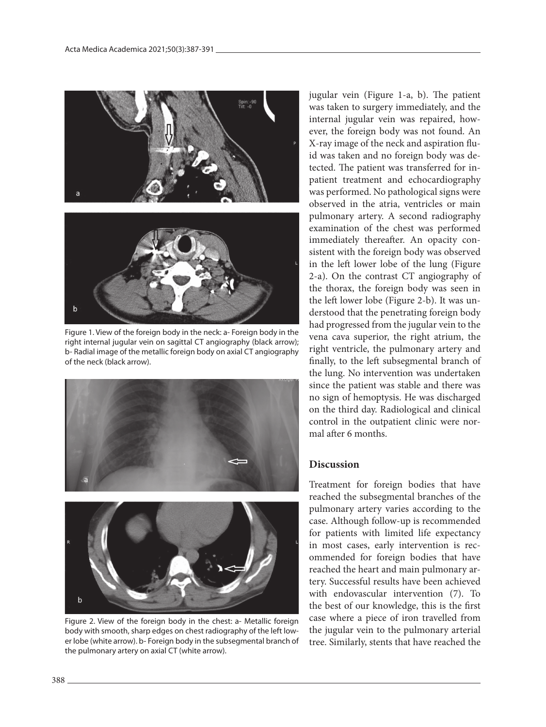Figure 1. View of the foreign body in the neck: a- Foreign body in the right internal jugular vein on sagittal CT angiography (black arrow); b- Radial image of the metallic foreign body on axial CT angiography of the neck (black arrow).

Figure 2. View of the foreign body in the chest: a- Metallic foreign body with smooth, sharp edges on chest radiography of the left lower lobe (white arrow). b- Foreign body in the subsegmental branch of the pulmonary artery on axial CT (white arrow).

jugular vein (Figure 1-a, b). The patient was taken to surgery immediately, and the internal jugular vein was repaired, however, the foreign body was not found. An X-ray image of the neck and aspiration fluid was taken and no foreign body was detected. The patient was transferred for inpatient treatment and echocardiography was performed. No pathological signs were observed in the atria, ventricles or main pulmonary artery. A second radiography examination of the chest was performed immediately thereafter. An opacity consistent with the foreign body was observed in the left lower lobe of the lung (Figure 2-a). On the contrast CT angiography of the thorax, the foreign body was seen in the left lower lobe (Figure 2-b). It was understood that the penetrating foreign body had progressed from the jugular vein to the vena cava superior, the right atrium, the right ventricle, the pulmonary artery and finally, to the left subsegmental branch of the lung. No intervention was undertaken since the patient was stable and there was no sign of hemoptysis. He was discharged on the third day. Radiological and clinical control in the outpatient clinic were normal after 6 months.

## Discussion

Treatment for foreign bodies that have reached the subsegmental branches of the pulmonary artery varies according to the case. Although follow-up is recommended for patients with limited life expectancy in most cases, early intervention is recommended for foreign bodies that have reached the heart and main pulmonary artery. Successful results have been achieved with endovascular intervention (7). To the best of our knowledge, this is the first case where a piece of iron travelled from the jugular vein to the pulmonary arterial tree. Similarly, stents that have reached the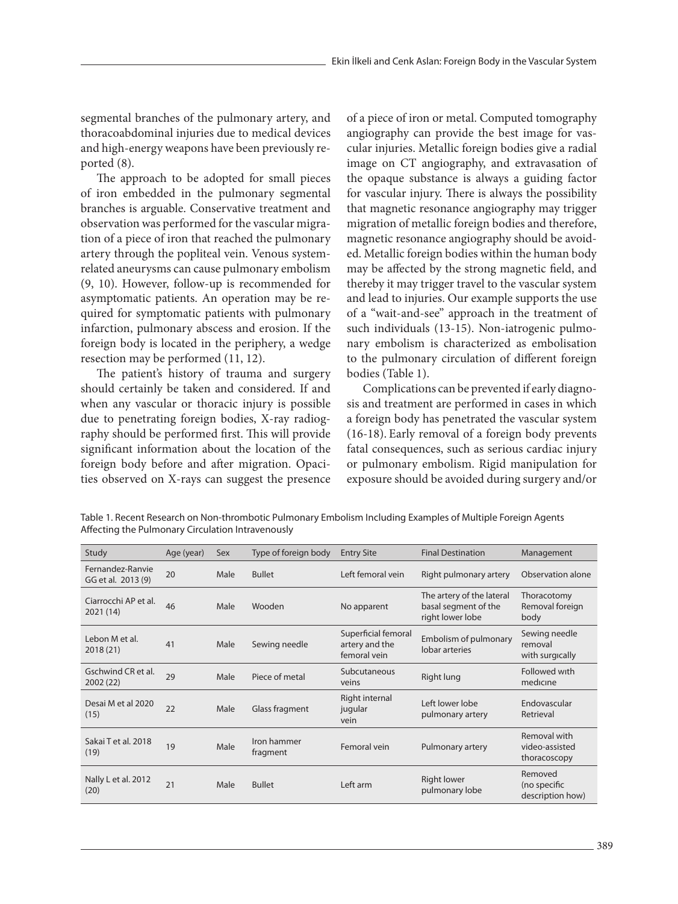segmental branches of the pulmonary artery, and thoracoabdominal injuries due to medical devices and high-energy weapons have been previously reported (8).

The approach to be adopted for small pieces of iron embedded in the pulmonary segmental branches is arguable. Conservative treatment and observation was performed for the vascular migration of a piece of iron that reached the pulmonary artery through the popliteal vein. Venous system-related aneurysms can cause pulmonary embolism (9, 10). However, follow-up is recommended for asymptomatic patients. An operation may be required for symptomatic patients with pulmonary infarction, pulmonary abscess and erosion. If the foreign body is located in the periphery, a wedge resection may be performed (11, 12).

The patient's history of trauma and surgery should certainly be taken and considered. If and when any vascular or thoracic injury is possible due to penetrating foreign bodies, X-ray radiography should be performed first. This will provide significant information about the location of the foreign body before and after migration. Opacities observed on X-rays can suggest the presence of a piece of iron or metal. Computed tomography angiography can provide the best image for vascular injuries. Metallic foreign bodies give a radial image on CT angiography, and extravasation of the opaque substance is always a guiding factor for vascular injury. There is always the possibility that magnetic resonance angiography may trigger migration of metallic foreign bodies and therefore, magnetic resonance angiography should be avoided. Metallic foreign bodies within the human body may be affected by the strong magnetic field, and thereby it may trigger travel to the vascular system and lead to injuries. Our example supports the use of a "wait-and-see" approach in the treatment of such individuals (13-15). Non-iatrogenic pulmonary embolism is characterized as embolisation to the pulmonary circulation of different foreign bodies (Table 1).

Complications can be prevented if early diagnosis and treatment are performed in cases in which a foreign body has penetrated the vascular system (16-18). Early removal of a foreign body prevents fatal consequences, such as serious cardiac injury or pulmonary embolism. Rigid manipulation for exposure should be avoided during surgery and/or

Table 1. Recent Research on Non-thrombotic Pulmonary Embolism Including Examples of Multiple Foreign Agents Affecting the Pulmonary Circulation Intravenously

| Study | Age (year) | Sex | Type of foreign body | Entry Site | Final Destination | Management |
|---|---|---|---|---|---|---|
| Fernandez-Ranvie GG et al. 2013 (9) | 20 | Male | Bullet | Left femoral vein | Right pulmonary artery | Observation alone |
| Ciarrocchi AP et al. 2021 (14) | 46 | Male | Wooden | No apparent | The artery of the lateral basal segment of the right lower lobe | Thoracotomy Removal foreign body |
| Lebon M et al. 2018 (21) | 41 | Male | Sewing needle | Superficial femoral artery and the femoral vein | Embolism of pulmonary lobar arteries | Sewing needle removal with surgically |
| Gschwind CR et al. 2002 (22) | 29 | Male | Piece of metal | Subcutaneous veins | Right lung | Followed with medicine |
| Desai M et al 2020 (15) | 22 | Male | Glass fragment | Right internal jugular vein | Left lower lobe pulmonary artery | Endovascular Retrieval |
| Sakai T et al. 2018 (19) | 19 | Male | Iron hammer fragment | Femoral vein | Pulmonary artery | Removal with video-assisted thoracoscopy |
| Nally L et al. 2012 (20) | 21 | Male | Bullet | Left arm | Right lower pulmonary lobe | Removed (no specific description how) |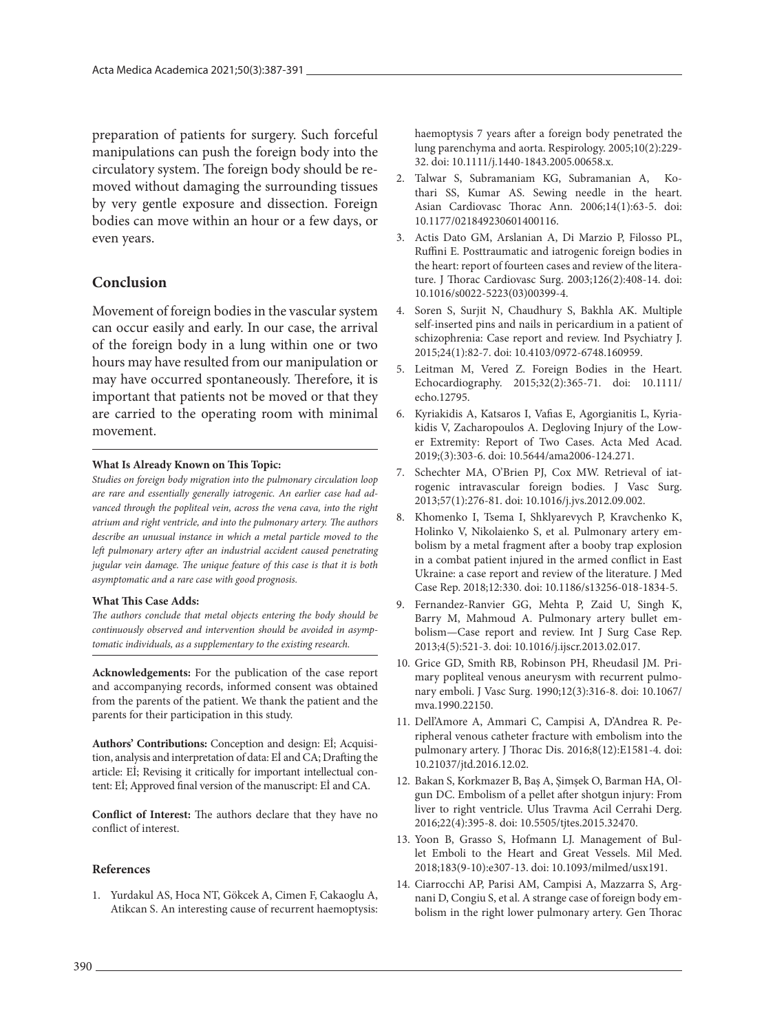preparation of patients for surgery. Such forceful manipulations can push the foreign body into the circulatory system. The foreign body should be removed without damaging the surrounding tissues by very gentle exposure and dissection. Foreign bodies can move within an hour or a few days, or even years.

## Conclusion

Movement of foreign bodies in the vascular system can occur easily and early. In our case, the arrival of the foreign body in a lung within one or two hours may have resulted from our manipulation or may have occurred spontaneously. Therefore, it is important that patients not be moved or that they are carried to the operating room with minimal movement.

**What Is Already Known on This Topic:**

*Studies on foreign body migration into the pulmonary circulation loop are rare and essentially generally iatrogenic. An earlier case had advanced through the popliteal vein, across the vena cava, into the right atrium and right ventricle, and into the pulmonary artery. The authors describe an unusual instance in which a metal particle moved to the left pulmonary artery after an industrial accident caused penetrating jugular vein damage. The unique feature of this case is that it is both asymptomatic and a rare case with good prognosis.*

**What This Case Adds:**

*The authors conclude that metal objects entering the body should be continuously observed and intervention should be avoided in asymptomatic individuals, as a supplementary to the existing research.*

**Acknowledgements:** For the publication of the case report and accompanying records, informed consent was obtained from the parents of the patient. We thank the patient and the parents for their participation in this study.

**Authors' Contributions:** Conception and design: Eİ; Acquisition, analysis and interpretation of data: Eİ and CA; Drafting the article: Eİ; Revising it critically for important intellectual content: Eİ; Approved final version of the manuscript: Eİ and CA.

**Conflict of Interest:** The authors declare that they have no conflict of interest.

### References

1. Yurdakul AS, Hoca NT, Gökcek A, Cimen F, Cakaoglu A, Atikcan S. An interesting cause of recurrent haemoptysis: haemoptysis 7 years after a foreign body penetrated the lung parenchyma and aorta. Respirology. 2005;10(2):229-32. doi: 10.1111/j.1440-1843.2005.00658.x.
2. Talwar S, Subramaniam KG, Subramanian A, Kothari SS, Kumar AS. Sewing needle in the heart. Asian Cardiovasc Thorac Ann. 2006;14(1):63-5. doi: 10.1177/021849230601400116.
3. Actis Dato GM, Arslanian A, Di Marzio P, Filosso PL, Ruffini E. Posttraumatic and iatrogenic foreign bodies in the heart: report of fourteen cases and review of the literature. J Thorac Cardiovasc Surg. 2003;126(2):408-14. doi: 10.1016/s0022-5223(03)00399-4.
4. Soren S, Surjit N, Chaudhury S, Bakhla AK. Multiple self-inserted pins and nails in pericardium in a patient of schizophrenia: Case report and review. Ind Psychiatry J. 2015;24(1):82-7. doi: 10.4103/0972-6748.160959.
5. Leitman M, Vered Z. Foreign Bodies in the Heart. Echocardiography. 2015;32(2):365-71. doi: 10.1111/echo.12795.
6. Kyriakidis A, Katsaros I, Vafias E, Agorgianitis L, Kyriakidis V, Zacharopoulos A. Degloving Injury of the Lower Extremity: Report of Two Cases. Acta Med Acad. 2019;(3):303-6. doi: 10.5644/ama2006-124.271.
7. Schechter MA, O'Brien PJ, Cox MW. Retrieval of iatrogenic intravascular foreign bodies. J Vasc Surg. 2013;57(1):276-81. doi: 10.1016/j.jvs.2012.09.002.
8. Khomenko I, Tsema I, Shklyarevych P, Kravchenko K, Holinko V, Nikolaienko S, et al. Pulmonary artery embolism by a metal fragment after a booby trap explosion in a combat patient injured in the armed conflict in East Ukraine: a case report and review of the literature. J Med Case Rep. 2018;12:330. doi: 10.1186/s13256-018-1834-5.
9. Fernandez-Ranvier GG, Mehta P, Zaid U, Singh K, Barry M, Mahmoud A. Pulmonary artery bullet embolism—Case report and review. Int J Surg Case Rep. 2013;4(5):521-3. doi: 10.1016/j.ijscr.2013.02.017.
10. Grice GD, Smith RB, Robinson PH, Rheudasil JM. Primary popliteal venous aneurysm with recurrent pulmonary emboli. J Vasc Surg. 1990;12(3):316-8. doi: 10.1067/mva.1990.22150.
11. Dell'Amore A, Ammari C, Campisi A, D'Andrea R. Peripheral venous catheter fracture with embolism into the pulmonary artery. J Thorac Dis. 2016;8(12):E1581-4. doi: 10.21037/jtd.2016.12.02.
12. Bakan S, Korkmazer B, Baş A, Şimşek O, Barman HA, Olgun DC. Embolism of a pellet after shotgun injury: From liver to right ventricle. Ulus Travma Acil Cerrahi Derg. 2016;22(4):395-8. doi: 10.5505/tjtes.2015.32470.
13. Yoon B, Grasso S, Hofmann LJ. Management of Bullet Emboli to the Heart and Great Vessels. Mil Med. 2018;183(9-10):e307-13. doi: 10.1093/milmed/usx191.
14. Ciarrocchi AP, Parisi AM, Campisi A, Mazzarra S, Argnani D, Congiu S, et al. A strange case of foreign body embolism in the right lower pulmonary artery. Gen Thorac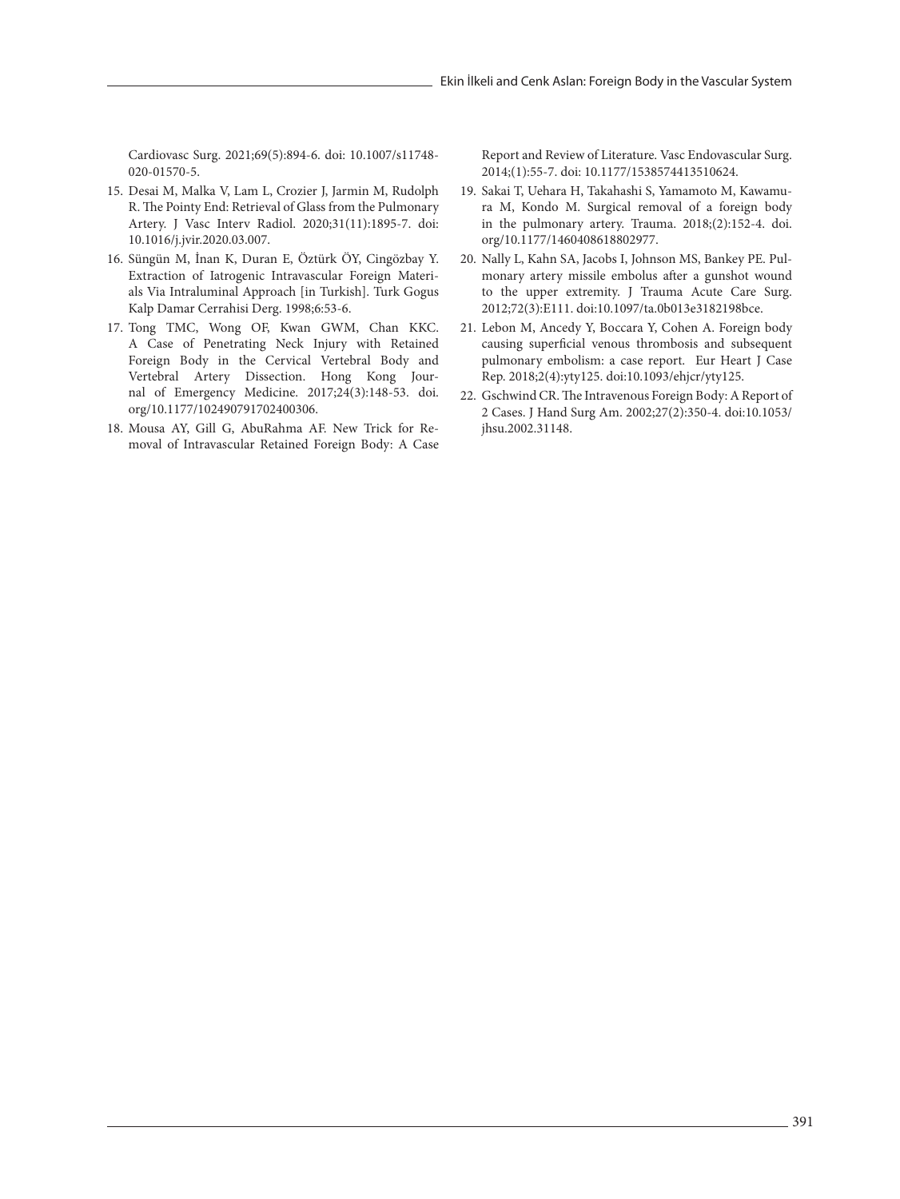Cardiovasc Surg. 2021;69(5):894-6. doi: 10.1007/s11748-020-01570-5.

15. Desai M, Malka V, Lam L, Crozier J, Jarmin M, Rudolph R. The Pointy End: Retrieval of Glass from the Pulmonary Artery. J Vasc Interv Radiol. 2020;31(11):1895-7. doi: 10.1016/j.jvir.2020.03.007.
16. Süngün M, İnan K, Duran E, Öztürk ÖY, Cingözbay Y. Extraction of Iatrogenic Intravascular Foreign Materials Via Intraluminal Approach [in Turkish]. Turk Gogus Kalp Damar Cerrahisi Derg. 1998;6:53-6.
17. Tong TMC, Wong OF, Kwan GWM, Chan KKC. A Case of Penetrating Neck Injury with Retained Foreign Body in the Cervical Vertebral Body and Vertebral Artery Dissection. Hong Kong Journal of Emergency Medicine. 2017;24(3):148-53. doi.org/10.1177/102490791702400306.
18. Mousa AY, Gill G, AbuRahma AF. New Trick for Removal of Intravascular Retained Foreign Body: A Case Report and Review of Literature. Vasc Endovascular Surg. 2014;(1):55-7. doi: 10.1177/1538574413510624.
19. Sakai T, Uehara H, Takahashi S, Yamamoto M, Kawamura M, Kondo M. Surgical removal of a foreign body in the pulmonary artery. Trauma. 2018;(2):152-4. doi.org/10.1177/1460408618802977.
20. Nally L, Kahn SA, Jacobs I, Johnson MS, Bankey PE. Pulmonary artery missile embolus after a gunshot wound to the upper extremity. J Trauma Acute Care Surg. 2012;72(3):E111. doi:10.1097/ta.0b013e3182198bce.
21. Lebon M, Ancedy Y, Boccara Y, Cohen A. Foreign body causing superficial venous thrombosis and subsequent pulmonary embolism: a case report. Eur Heart J Case Rep. 2018;2(4):yty125. doi:10.1093/ehjcr/yty125.
22. Gschwind CR. The Intravenous Foreign Body: A Report of 2 Cases. J Hand Surg Am. 2002;27(2):350-4. doi:10.1053/jhsu.2002.31148.